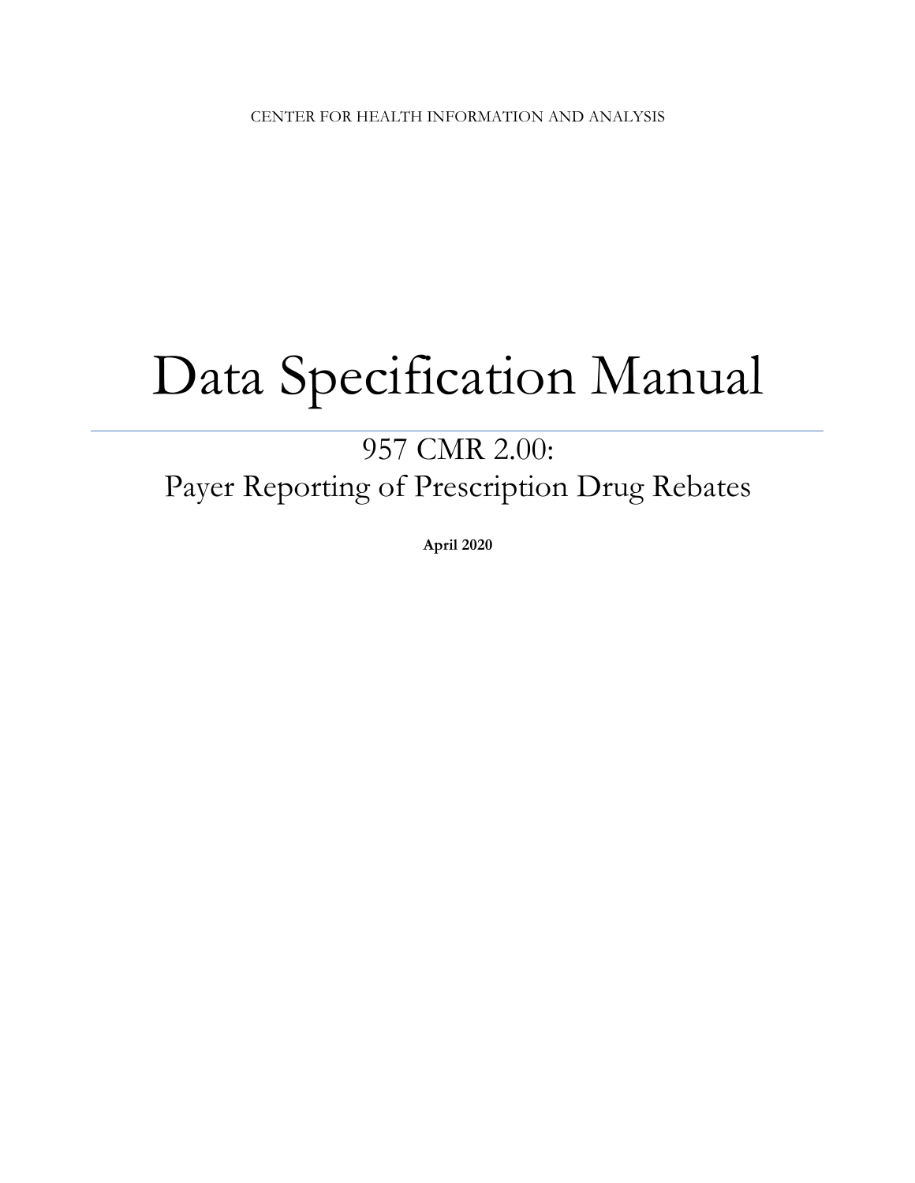CENTER FOR HEALTH INFORMATION AND ANALYSIS

# Data Specification Manual

## 957 CMR 2.00: Payer Reporting of Prescription Drug Rebates

**April 2020**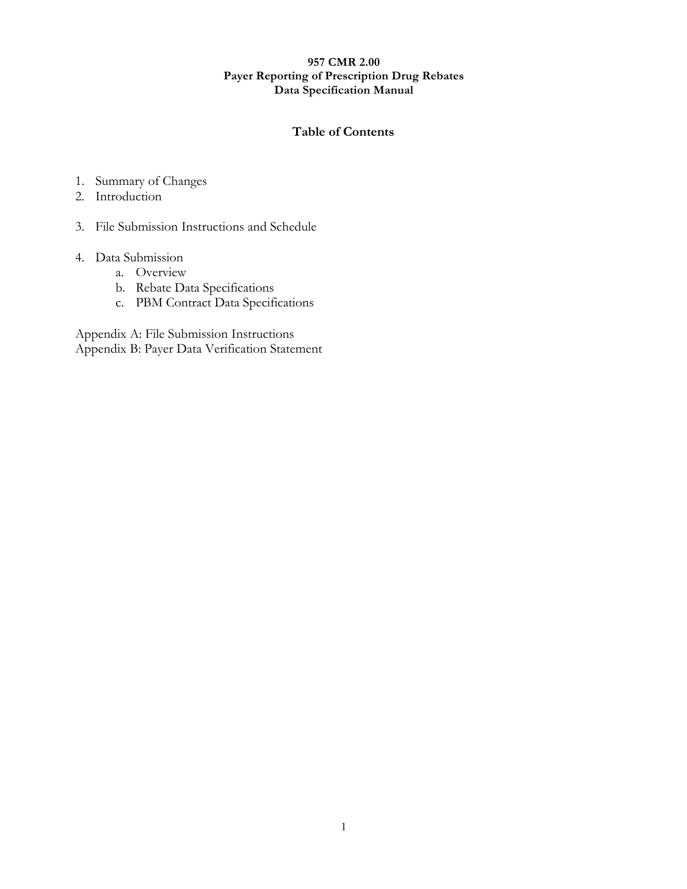**957 CMR 2.00**
**Payer Reporting of Prescription Drug Rebates**
**Data Specification Manual**

## Table of Contents

1. Summary of Changes
2. Introduction
3. File Submission Instructions and Schedule
4. Data Submission
   a. Overview
   b. Rebate Data Specifications
   c. PBM Contract Data Specifications

Appendix A: File Submission Instructions
Appendix B: Payer Data Verification Statement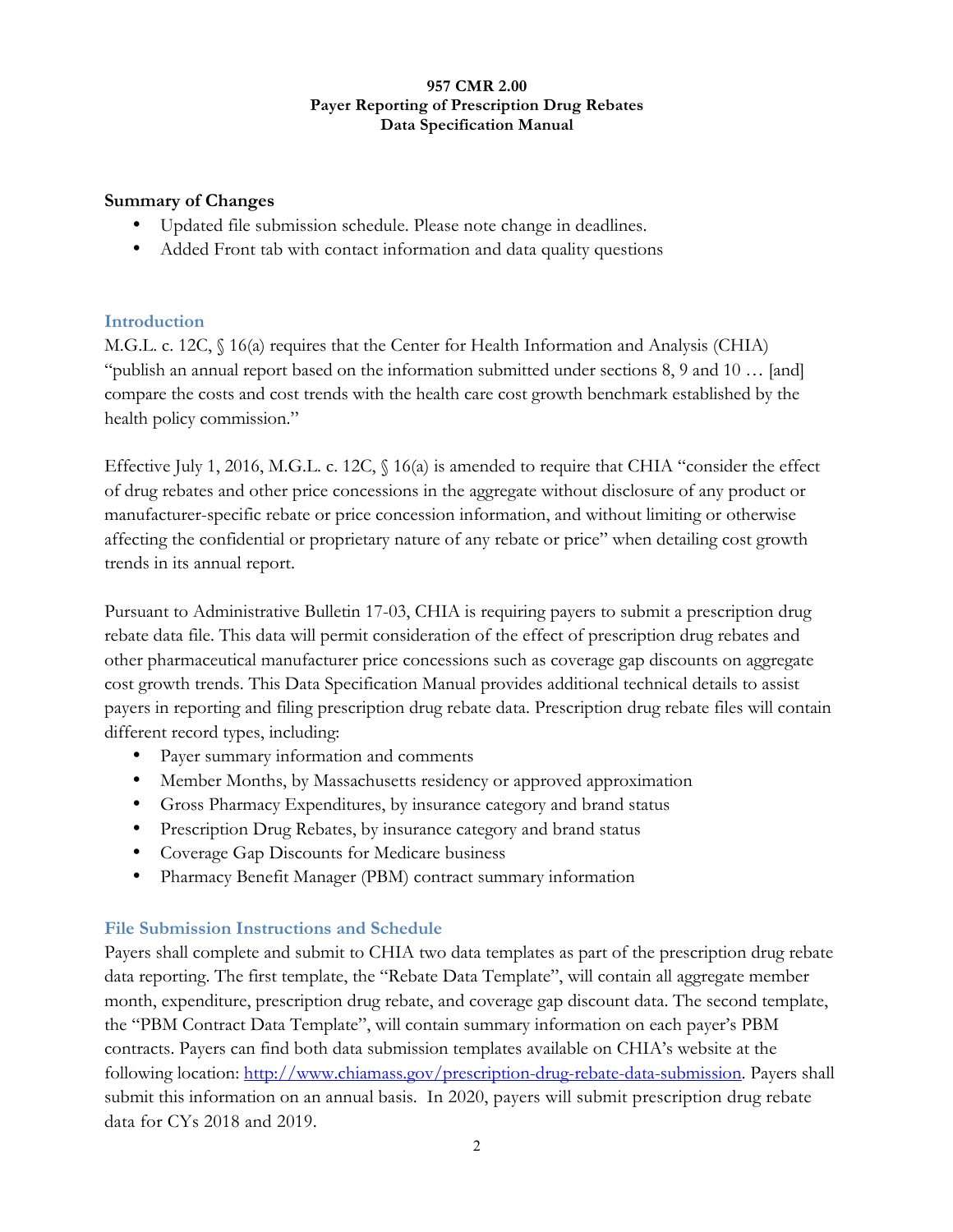**957 CMR 2.00**
**Payer Reporting of Prescription Drug Rebates**
**Data Specification Manual**

**Summary of Changes**

- Updated file submission schedule. Please note change in deadlines.
- Added Front tab with contact information and data quality questions

## Introduction

M.G.L. c. 12C, § 16(a) requires that the Center for Health Information and Analysis (CHIA) "publish an annual report based on the information submitted under sections 8, 9 and 10 … [and] compare the costs and cost trends with the health care cost growth benchmark established by the health policy commission."

Effective July 1, 2016, M.G.L. c. 12C, § 16(a) is amended to require that CHIA "consider the effect of drug rebates and other price concessions in the aggregate without disclosure of any product or manufacturer-specific rebate or price concession information, and without limiting or otherwise affecting the confidential or proprietary nature of any rebate or price" when detailing cost growth trends in its annual report.

Pursuant to Administrative Bulletin 17-03, CHIA is requiring payers to submit a prescription drug rebate data file. This data will permit consideration of the effect of prescription drug rebates and other pharmaceutical manufacturer price concessions such as coverage gap discounts on aggregate cost growth trends. This Data Specification Manual provides additional technical details to assist payers in reporting and filing prescription drug rebate data. Prescription drug rebate files will contain different record types, including:

- Payer summary information and comments
- Member Months, by Massachusetts residency or approved approximation
- Gross Pharmacy Expenditures, by insurance category and brand status
- Prescription Drug Rebates, by insurance category and brand status
- Coverage Gap Discounts for Medicare business
- Pharmacy Benefit Manager (PBM) contract summary information

## File Submission Instructions and Schedule

Payers shall complete and submit to CHIA two data templates as part of the prescription drug rebate data reporting. The first template, the "Rebate Data Template", will contain all aggregate member month, expenditure, prescription drug rebate, and coverage gap discount data. The second template, the "PBM Contract Data Template", will contain summary information on each payer's PBM contracts. Payers can find both data submission templates available on CHIA's website at the following location: [http://www.chiamass.gov/prescription-drug-rebate-data-submission](http://www.chiamass.gov/prescription-drug-rebate-data-submission). Payers shall submit this information on an annual basis. In 2020, payers will submit prescription drug rebate data for CYs 2018 and 2019.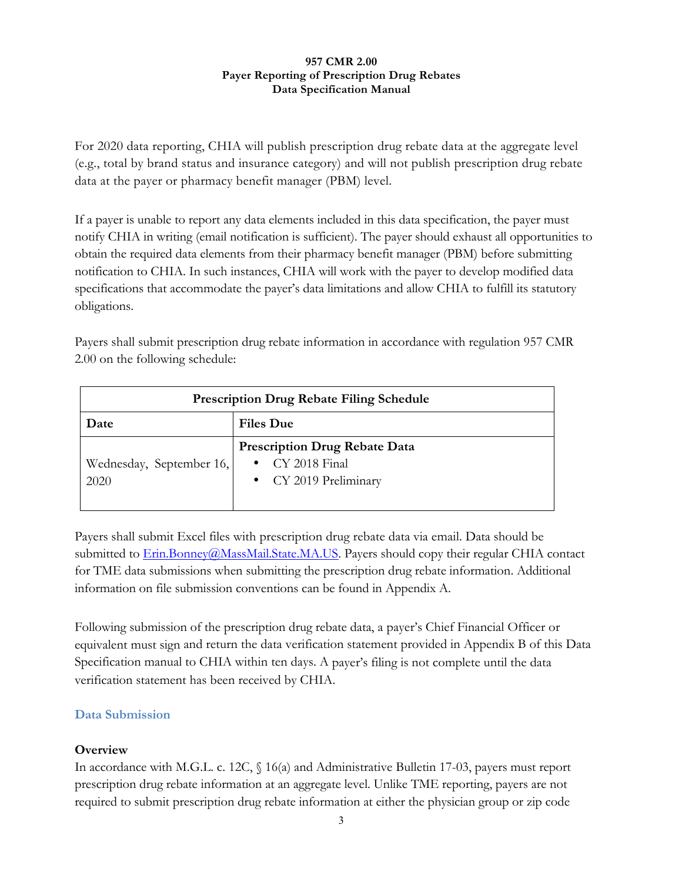**957 CMR 2.00**
**Payer Reporting of Prescription Drug Rebates**
**Data Specification Manual**

For 2020 data reporting, CHIA will publish prescription drug rebate data at the aggregate level (e.g., total by brand status and insurance category) and will not publish prescription drug rebate data at the payer or pharmacy benefit manager (PBM) level.

If a payer is unable to report any data elements included in this data specification, the payer must notify CHIA in writing (email notification is sufficient). The payer should exhaust all opportunities to obtain the required data elements from their pharmacy benefit manager (PBM) before submitting notification to CHIA. In such instances, CHIA will work with the payer to develop modified data specifications that accommodate the payer's data limitations and allow CHIA to fulfill its statutory obligations.

Payers shall submit prescription drug rebate information in accordance with regulation 957 CMR 2.00 on the following schedule:

| Prescription Drug Rebate Filing Schedule | |
|---|---|
| **Date** | **Files Due** |
| Wednesday, September 16, 2020 | **Prescription Drug Rebate Data**<br>• CY 2018 Final<br>• CY 2019 Preliminary |

Payers shall submit Excel files with prescription drug rebate data via email. Data should be submitted to Erin.Bonney@MassMail.State.MA.US. Payers should copy their regular CHIA contact for TME data submissions when submitting the prescription drug rebate information. Additional information on file submission conventions can be found in Appendix A.

Following submission of the prescription drug rebate data, a payer's Chief Financial Officer or equivalent must sign and return the data verification statement provided in Appendix B of this Data Specification manual to CHIA within ten days. A payer's filing is not complete until the data verification statement has been received by CHIA.

## Data Submission

### Overview

In accordance with M.G.L. c. 12C, § 16(a) and Administrative Bulletin 17-03, payers must report prescription drug rebate information at an aggregate level. Unlike TME reporting, payers are not required to submit prescription drug rebate information at either the physician group or zip code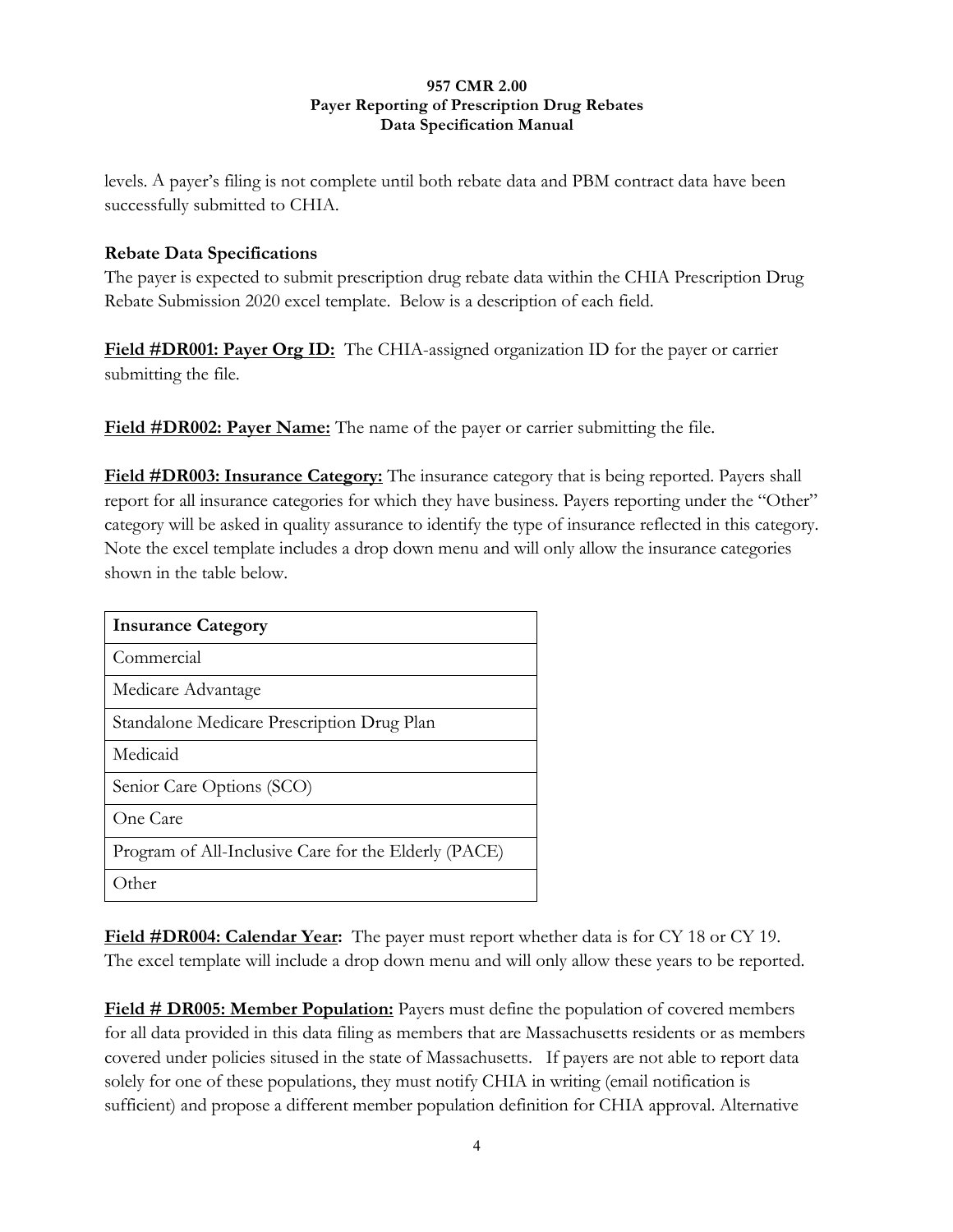levels. A payer's filing is not complete until both rebate data and PBM contract data have been successfully submitted to CHIA.

**Rebate Data Specifications**

The payer is expected to submit prescription drug rebate data within the CHIA Prescription Drug Rebate Submission 2020 excel template. Below is a description of each field.

**Field #DR001: Payer Org ID:** The CHIA-assigned organization ID for the payer or carrier submitting the file.

**Field #DR002: Payer Name:** The name of the payer or carrier submitting the file.

**Field #DR003: Insurance Category:** The insurance category that is being reported. Payers shall report for all insurance categories for which they have business. Payers reporting under the "Other" category will be asked in quality assurance to identify the type of insurance reflected in this category. Note the excel template includes a drop down menu and will only allow the insurance categories shown in the table below.

| Insurance Category |
|---|
| Commercial |
| Medicare Advantage |
| Standalone Medicare Prescription Drug Plan |
| Medicaid |
| Senior Care Options (SCO) |
| One Care |
| Program of All-Inclusive Care for the Elderly (PACE) |
| Other |

**Field #DR004: Calendar Year:** The payer must report whether data is for CY 18 or CY 19. The excel template will include a drop down menu and will only allow these years to be reported.

**Field # DR005: Member Population:** Payers must define the population of covered members for all data provided in this data filing as members that are Massachusetts residents or as members covered under policies sitused in the state of Massachusetts. If payers are not able to report data solely for one of these populations, they must notify CHIA in writing (email notification is sufficient) and propose a different member population definition for CHIA approval. Alternative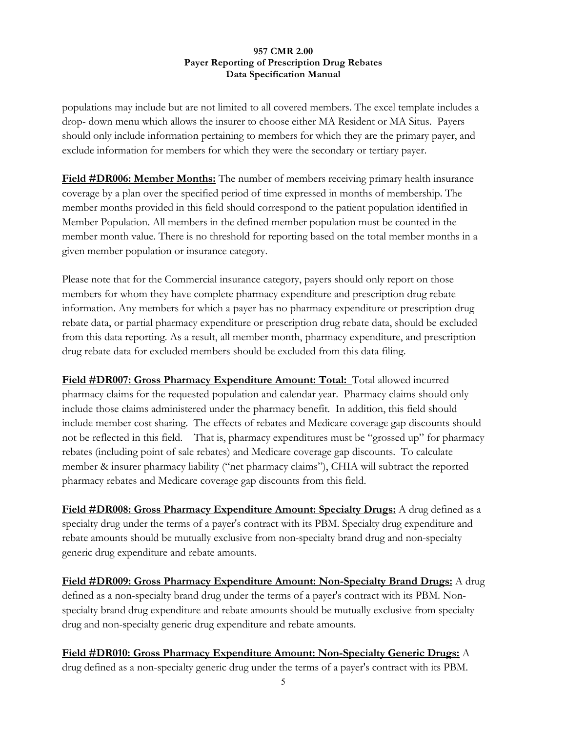populations may include but are not limited to all covered members. The excel template includes a drop- down menu which allows the insurer to choose either MA Resident or MA Situs. Payers should only include information pertaining to members for which they are the primary payer, and exclude information for members for which they were the secondary or tertiary payer.

**Field #DR006: Member Months:** The number of members receiving primary health insurance coverage by a plan over the specified period of time expressed in months of membership. The member months provided in this field should correspond to the patient population identified in Member Population. All members in the defined member population must be counted in the member month value. There is no threshold for reporting based on the total member months in a given member population or insurance category.

Please note that for the Commercial insurance category, payers should only report on those members for whom they have complete pharmacy expenditure and prescription drug rebate information. Any members for which a payer has no pharmacy expenditure or prescription drug rebate data, or partial pharmacy expenditure or prescription drug rebate data, should be excluded from this data reporting. As a result, all member month, pharmacy expenditure, and prescription drug rebate data for excluded members should be excluded from this data filing.

**Field #DR007: Gross Pharmacy Expenditure Amount: Total:** Total allowed incurred pharmacy claims for the requested population and calendar year. Pharmacy claims should only include those claims administered under the pharmacy benefit. In addition, this field should include member cost sharing. The effects of rebates and Medicare coverage gap discounts should not be reflected in this field. That is, pharmacy expenditures must be "grossed up" for pharmacy rebates (including point of sale rebates) and Medicare coverage gap discounts. To calculate member & insurer pharmacy liability ("net pharmacy claims"), CHIA will subtract the reported pharmacy rebates and Medicare coverage gap discounts from this field.

**Field #DR008: Gross Pharmacy Expenditure Amount: Specialty Drugs:** A drug defined as a specialty drug under the terms of a payer's contract with its PBM. Specialty drug expenditure and rebate amounts should be mutually exclusive from non-specialty brand drug and non-specialty generic drug expenditure and rebate amounts.

**Field #DR009: Gross Pharmacy Expenditure Amount: Non-Specialty Brand Drugs:** A drug defined as a non-specialty brand drug under the terms of a payer's contract with its PBM. Non-specialty brand drug expenditure and rebate amounts should be mutually exclusive from specialty drug and non-specialty generic drug expenditure and rebate amounts.

**Field #DR010: Gross Pharmacy Expenditure Amount: Non-Specialty Generic Drugs:** A drug defined as a non-specialty generic drug under the terms of a payer's contract with its PBM.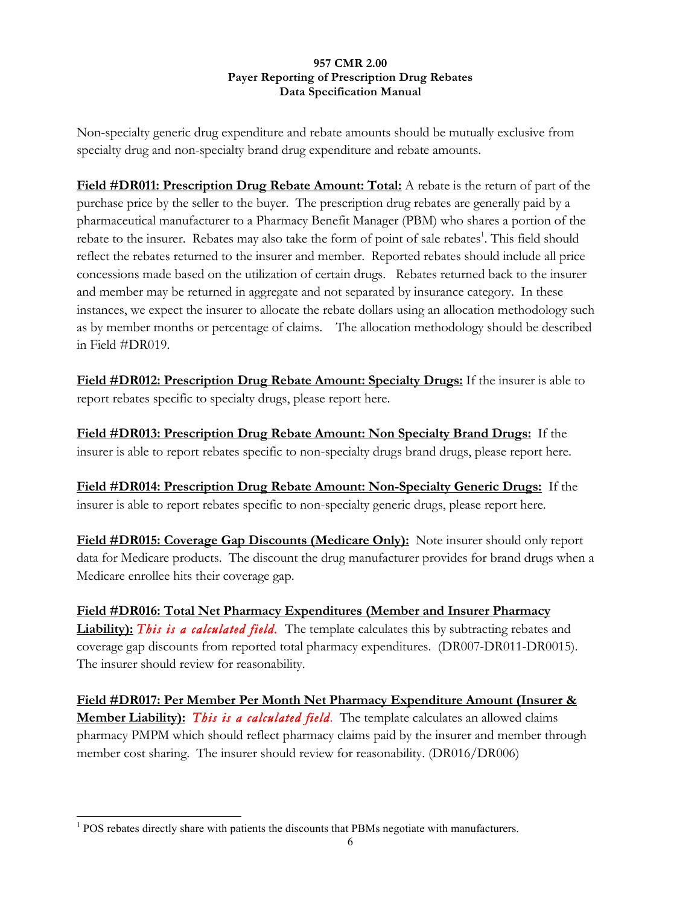Non-specialty generic drug expenditure and rebate amounts should be mutually exclusive from specialty drug and non-specialty brand drug expenditure and rebate amounts.

**Field #DR011: Prescription Drug Rebate Amount: Total:** A rebate is the return of part of the purchase price by the seller to the buyer. The prescription drug rebates are generally paid by a pharmaceutical manufacturer to a Pharmacy Benefit Manager (PBM) who shares a portion of the rebate to the insurer. Rebates may also take the form of point of sale rebates[1]. This field should reflect the rebates returned to the insurer and member. Reported rebates should include all price concessions made based on the utilization of certain drugs. Rebates returned back to the insurer and member may be returned in aggregate and not separated by insurance category. In these instances, we expect the insurer to allocate the rebate dollars using an allocation methodology such as by member months or percentage of claims. The allocation methodology should be described in Field #DR019.

**Field #DR012: Prescription Drug Rebate Amount: Specialty Drugs:** If the insurer is able to report rebates specific to specialty drugs, please report here.

**Field #DR013: Prescription Drug Rebate Amount: Non Specialty Brand Drugs:** If the insurer is able to report rebates specific to non-specialty drugs brand drugs, please report here.

**Field #DR014: Prescription Drug Rebate Amount: Non-Specialty Generic Drugs:** If the insurer is able to report rebates specific to non-specialty generic drugs, please report here.

**Field #DR015: Coverage Gap Discounts (Medicare Only):** Note insurer should only report data for Medicare products. The discount the drug manufacturer provides for brand drugs when a Medicare enrollee hits their coverage gap.

**Field #DR016: Total Net Pharmacy Expenditures (Member and Insurer Pharmacy Liability):** *This is a calculated field.* The template calculates this by subtracting rebates and coverage gap discounts from reported total pharmacy expenditures. (DR007-DR011-DR0015). The insurer should review for reasonability.

**Field #DR017: Per Member Per Month Net Pharmacy Expenditure Amount (Insurer & Member Liability):** *This is a calculated field.* The template calculates an allowed claims pharmacy PMPM which should reflect pharmacy claims paid by the insurer and member through member cost sharing. The insurer should review for reasonability. (DR016/DR006)

---

[1] POS rebates directly share with patients the discounts that PBMs negotiate with manufacturers.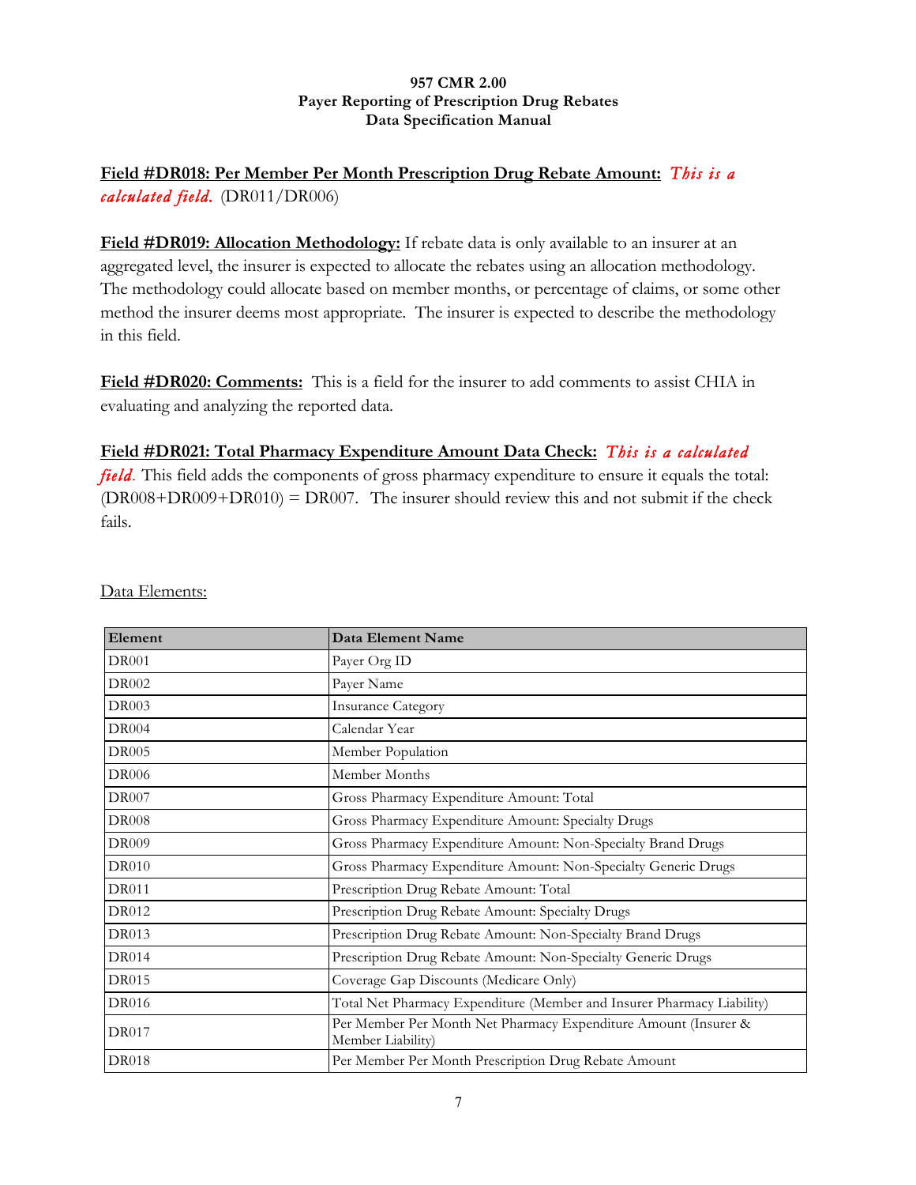**957 CMR 2.00**
**Payer Reporting of Prescription Drug Rebates**
**Data Specification Manual**

**Field #DR018: Per Member Per Month Prescription Drug Rebate Amount:** *This is a calculated field.* (DR011/DR006)

**Field #DR019: Allocation Methodology:** If rebate data is only available to an insurer at an aggregated level, the insurer is expected to allocate the rebates using an allocation methodology. The methodology could allocate based on member months, or percentage of claims, or some other method the insurer deems most appropriate. The insurer is expected to describe the methodology in this field.

**Field #DR020: Comments:** This is a field for the insurer to add comments to assist CHIA in evaluating and analyzing the reported data.

**Field #DR021: Total Pharmacy Expenditure Amount Data Check:** *This is a calculated field.* This field adds the components of gross pharmacy expenditure to ensure it equals the total: (DR008+DR009+DR010) = DR007. The insurer should review this and not submit if the check fails.

Data Elements:

| Element | Data Element Name |
|---|---|
| DR001 | Payer Org ID |
| DR002 | Payer Name |
| DR003 | Insurance Category |
| DR004 | Calendar Year |
| DR005 | Member Population |
| DR006 | Member Months |
| DR007 | Gross Pharmacy Expenditure Amount: Total |
| DR008 | Gross Pharmacy Expenditure Amount: Specialty Drugs |
| DR009 | Gross Pharmacy Expenditure Amount: Non-Specialty Brand Drugs |
| DR010 | Gross Pharmacy Expenditure Amount: Non-Specialty Generic Drugs |
| DR011 | Prescription Drug Rebate Amount: Total |
| DR012 | Prescription Drug Rebate Amount: Specialty Drugs |
| DR013 | Prescription Drug Rebate Amount: Non-Specialty Brand Drugs |
| DR014 | Prescription Drug Rebate Amount: Non-Specialty Generic Drugs |
| DR015 | Coverage Gap Discounts (Medicare Only) |
| DR016 | Total Net Pharmacy Expenditure (Member and Insurer Pharmacy Liability) |
| DR017 | Per Member Per Month Net Pharmacy Expenditure Amount (Insurer & Member Liability) |
| DR018 | Per Member Per Month Prescription Drug Rebate Amount |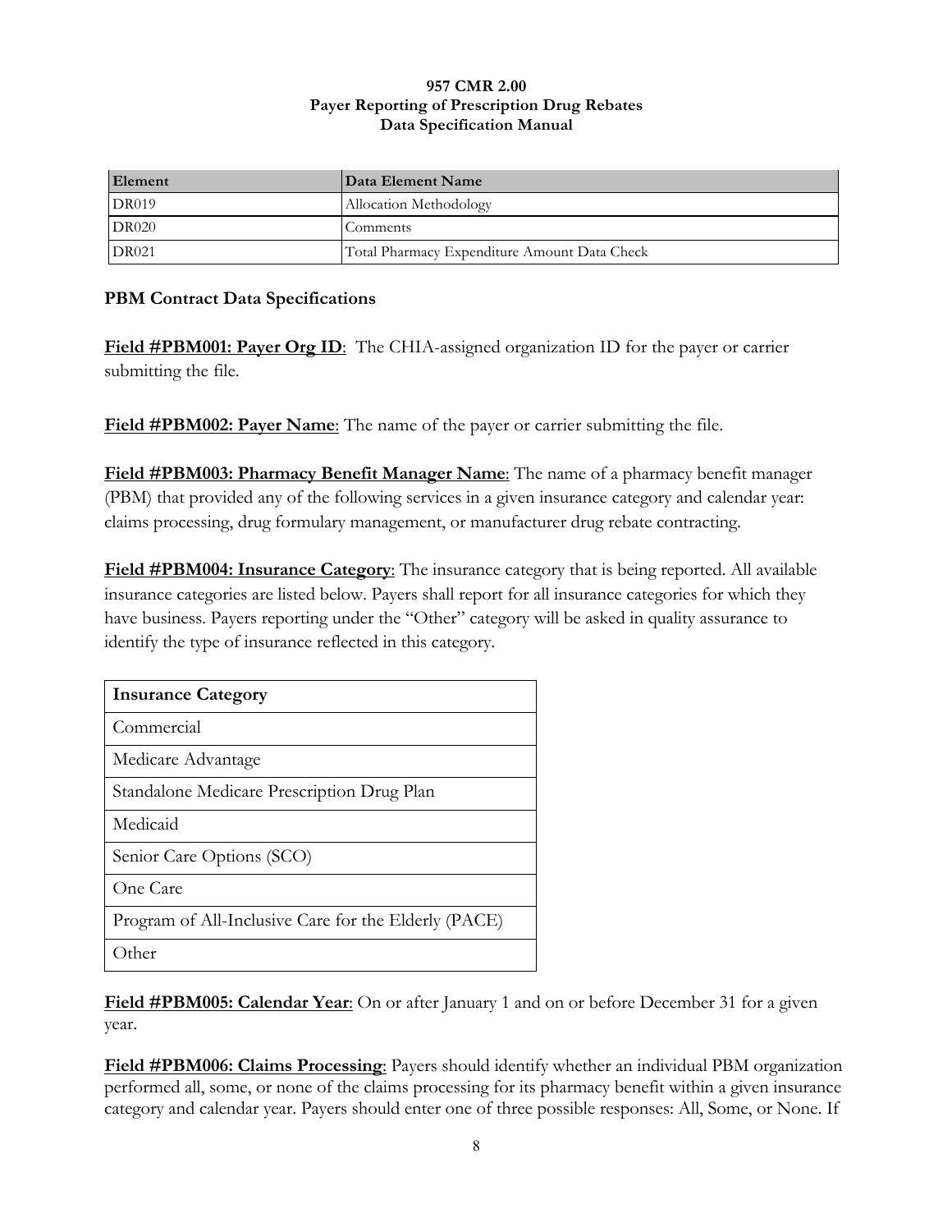| Element | Data Element Name |
| --- | --- |
| DR019 | Allocation Methodology |
| DR020 | Comments |
| DR021 | Total Pharmacy Expenditure Amount Data Check |

### PBM Contract Data Specifications

**Field #PBM001: Payer Org ID**: The CHIA-assigned organization ID for the payer or carrier submitting the file.

**Field #PBM002: Payer Name**: The name of the payer or carrier submitting the file.

**Field #PBM003: Pharmacy Benefit Manager Name**: The name of a pharmacy benefit manager (PBM) that provided any of the following services in a given insurance category and calendar year: claims processing, drug formulary management, or manufacturer drug rebate contracting.

**Field #PBM004: Insurance Category**: The insurance category that is being reported. All available insurance categories are listed below. Payers shall report for all insurance categories for which they have business. Payers reporting under the "Other" category will be asked in quality assurance to identify the type of insurance reflected in this category.

| Insurance Category |
| --- |
| Commercial |
| Medicare Advantage |
| Standalone Medicare Prescription Drug Plan |
| Medicaid |
| Senior Care Options (SCO) |
| One Care |
| Program of All-Inclusive Care for the Elderly (PACE) |
| Other |

**Field #PBM005: Calendar Year**: On or after January 1 and on or before December 31 for a given year.

**Field #PBM006: Claims Processing**: Payers should identify whether an individual PBM organization performed all, some, or none of the claims processing for its pharmacy benefit within a given insurance category and calendar year. Payers should enter one of three possible responses: All, Some, or None. If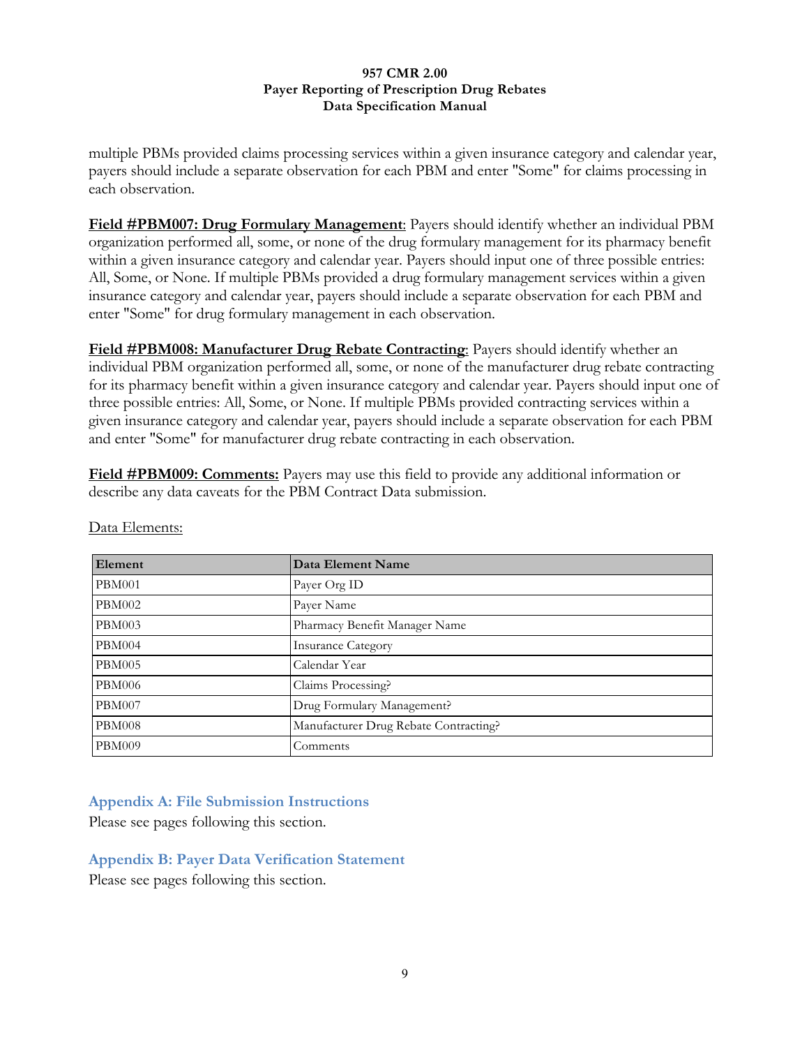multiple PBMs provided claims processing services within a given insurance category and calendar year, payers should include a separate observation for each PBM and enter "Some" for claims processing in each observation.

**Field #PBM007: Drug Formulary Management**: Payers should identify whether an individual PBM organization performed all, some, or none of the drug formulary management for its pharmacy benefit within a given insurance category and calendar year. Payers should input one of three possible entries: All, Some, or None. If multiple PBMs provided a drug formulary management services within a given insurance category and calendar year, payers should include a separate observation for each PBM and enter "Some" for drug formulary management in each observation.

**Field #PBM008: Manufacturer Drug Rebate Contracting**: Payers should identify whether an individual PBM organization performed all, some, or none of the manufacturer drug rebate contracting for its pharmacy benefit within a given insurance category and calendar year. Payers should input one of three possible entries: All, Some, or None. If multiple PBMs provided contracting services within a given insurance category and calendar year, payers should include a separate observation for each PBM and enter "Some" for manufacturer drug rebate contracting in each observation.

**Field #PBM009: Comments:** Payers may use this field to provide any additional information or describe any data caveats for the PBM Contract Data submission.

Data Elements:

| Element | Data Element Name |
| --- | --- |
| PBM001 | Payer Org ID |
| PBM002 | Payer Name |
| PBM003 | Pharmacy Benefit Manager Name |
| PBM004 | Insurance Category |
| PBM005 | Calendar Year |
| PBM006 | Claims Processing? |
| PBM007 | Drug Formulary Management? |
| PBM008 | Manufacturer Drug Rebate Contracting? |
| PBM009 | Comments |

## Appendix A: File Submission Instructions

Please see pages following this section.

## Appendix B: Payer Data Verification Statement

Please see pages following this section.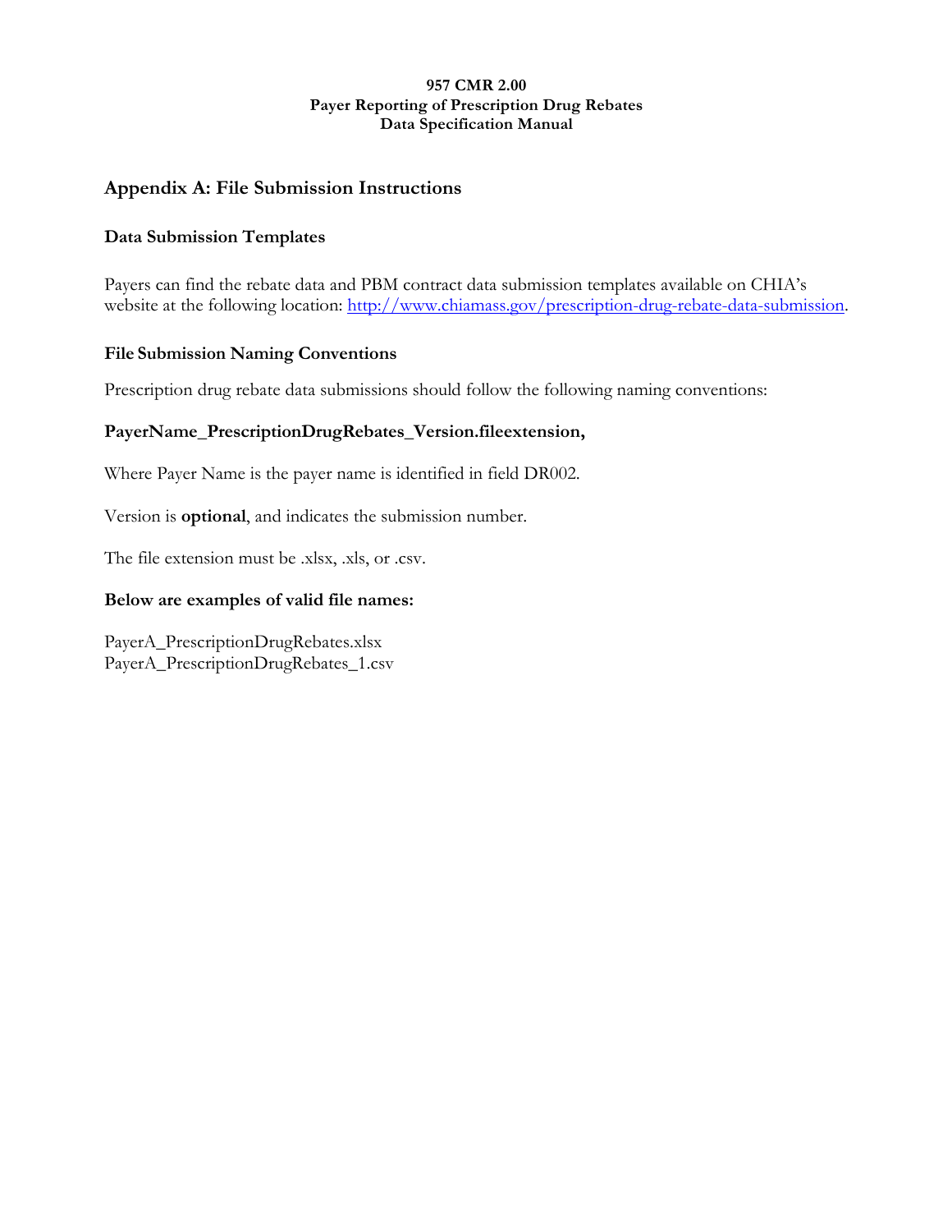## Appendix A: File Submission Instructions

### Data Submission Templates

Payers can find the rebate data and PBM contract data submission templates available on CHIA's website at the following location: [http://www.chiamass.gov/prescription-drug-rebate-data-submission](http://www.chiamass.gov/prescription-drug-rebate-data-submission).

### File Submission Naming Conventions

Prescription drug rebate data submissions should follow the following naming conventions:

**PayerName_PrescriptionDrugRebates_Version.fileextension,**

Where Payer Name is the payer name is identified in field DR002.

Version is **optional**, and indicates the submission number.

The file extension must be .xlsx, .xls, or .csv.

**Below are examples of valid file names:**

PayerA_PrescriptionDrugRebates.xlsx
PayerA_PrescriptionDrugRebates_1.csv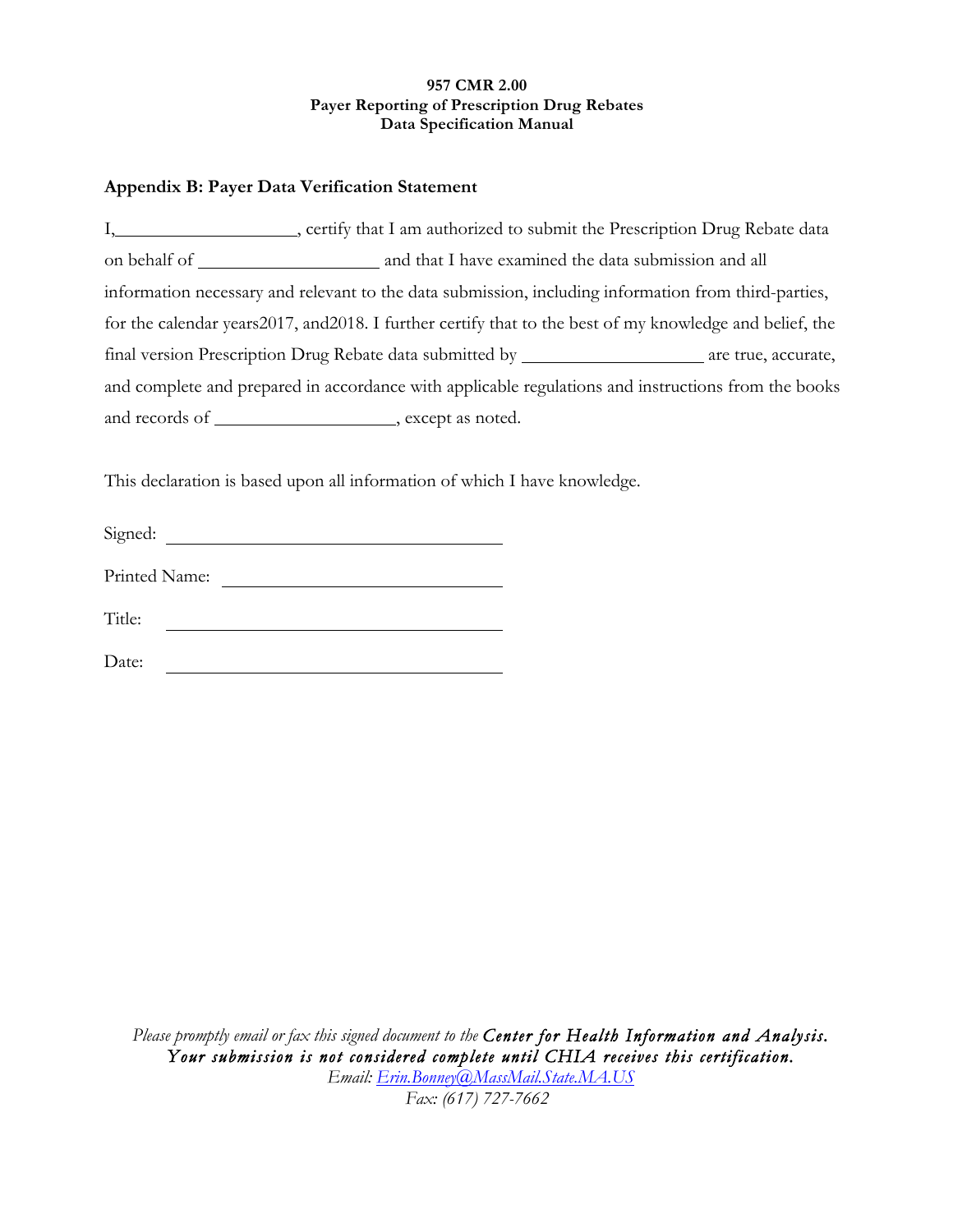**957 CMR 2.00**
**Payer Reporting of Prescription Drug Rebates**
**Data Specification Manual**

## Appendix B: Payer Data Verification Statement

I,____________________, certify that I am authorized to submit the Prescription Drug Rebate data on behalf of ____________________ and that I have examined the data submission and all information necessary and relevant to the data submission, including information from third-parties, for the calendar years2017, and2018. I further certify that to the best of my knowledge and belief, the final version Prescription Drug Rebate data submitted by ____________________ are true, accurate, and complete and prepared in accordance with applicable regulations and instructions from the books and records of ____________________, except as noted.

This declaration is based upon all information of which I have knowledge.

Signed: ________________________________________

Printed Name: ________________________________________

Title: ________________________________________

Date: ________________________________________

*Please promptly email or fax this signed document to the **Center for Health Information and Analysis. Your submission is not considered complete until CHIA receives this certification.***
*Email: Erin.Bonney@MassMail.State.MA.US*
*Fax: (617) 727-7662*